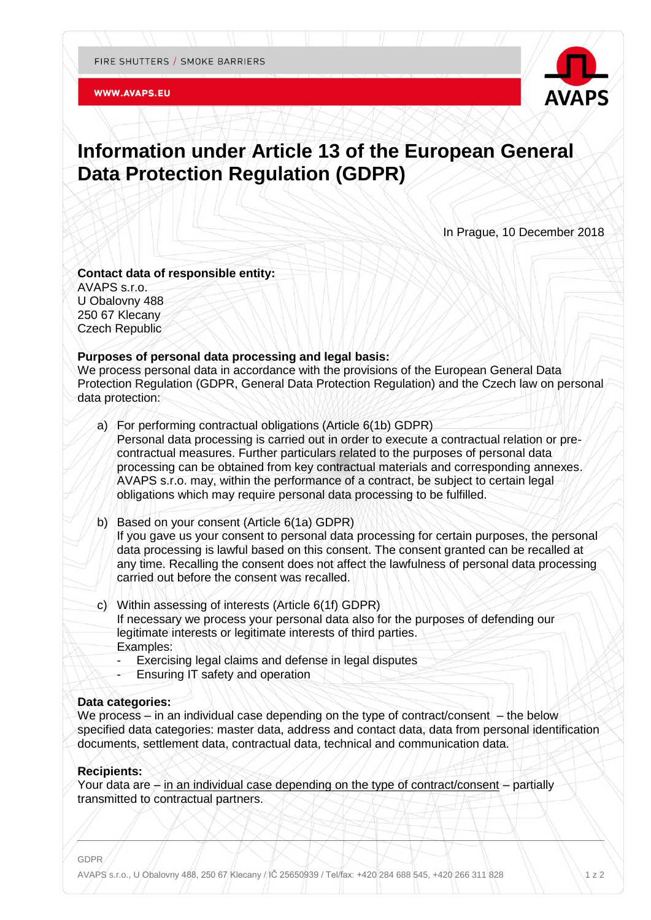# Information under Article 13 of the European General Data Protection Regulation (GDPR)

In Prague, 10 December 2018

**Contact data of responsible entity:**
AVAPS s.r.o.
U Obalovny 488
250 67 Klecany
Czech Republic

**Purposes of personal data processing and legal basis:**
We process personal data in accordance with the provisions of the European General Data Protection Regulation (GDPR, General Data Protection Regulation) and the Czech law on personal data protection:

a) For performing contractual obligations (Article 6(1b) GDPR)
Personal data processing is carried out in order to execute a contractual relation or pre-contractual measures. Further particulars related to the purposes of personal data processing can be obtained from key contractual materials and corresponding annexes. AVAPS s.r.o. may, within the performance of a contract, be subject to certain legal obligations which may require personal data processing to be fulfilled.

b) Based on your consent (Article 6(1a) GDPR)
If you gave us your consent to personal data processing for certain purposes, the personal data processing is lawful based on this consent. The consent granted can be recalled at any time. Recalling the consent does not affect the lawfulness of personal data processing carried out before the consent was recalled.

c) Within assessing of interests (Article 6(1f) GDPR)
If necessary we process your personal data also for the purposes of defending our legitimate interests or legitimate interests of third parties.
Examples:
- Exercising legal claims and defense in legal disputes
- Ensuring IT safety and operation

**Data categories:**
We process – in an individual case depending on the type of contract/consent – the below specified data categories: master data, address and contact data, data from personal identification documents, settlement data, contractual data, technical and communication data.

**Recipients:**
Your data are – in an individual case depending on the type of contract/consent – partially transmitted to contractual partners.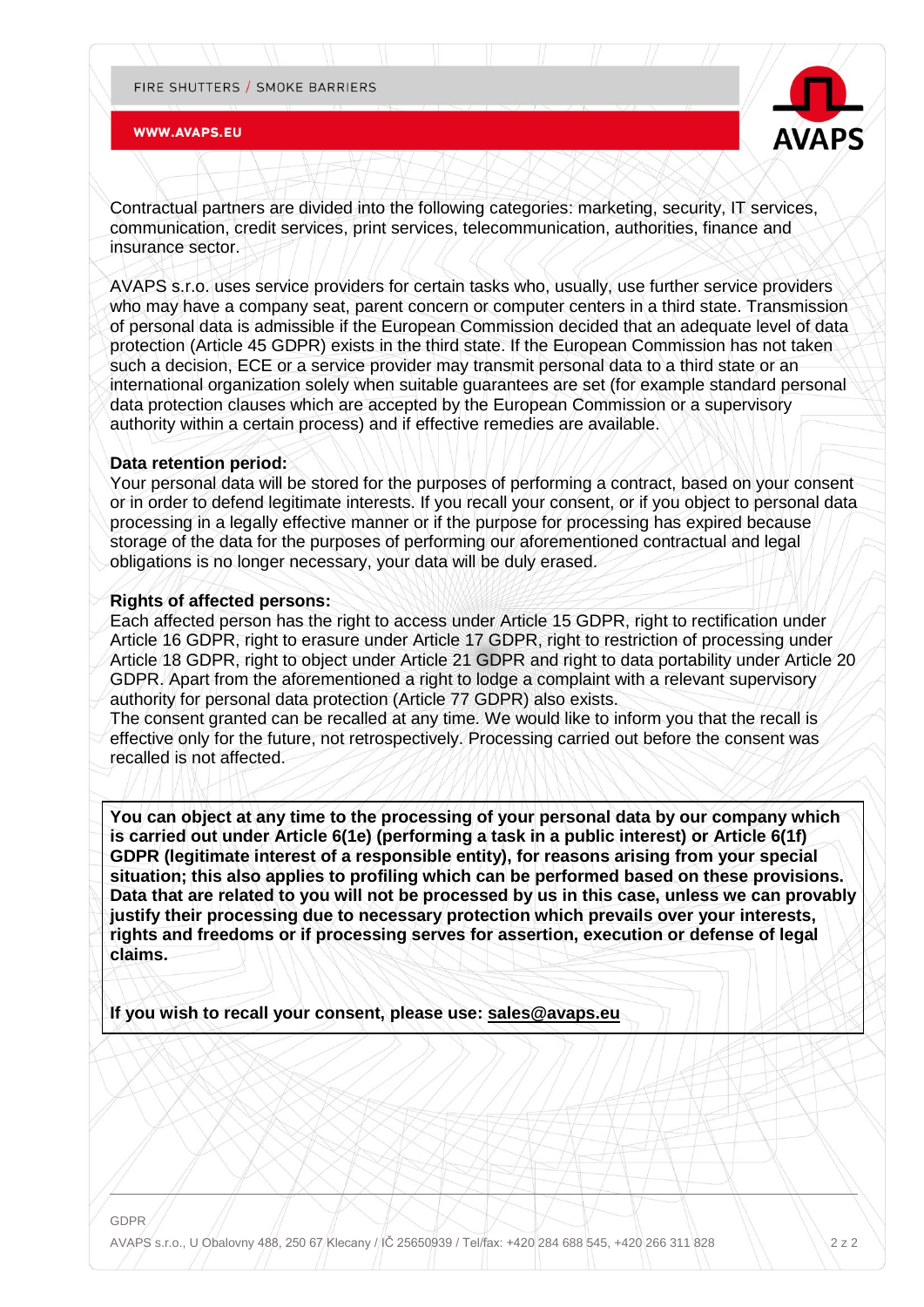Contractual partners are divided into the following categories: marketing, security, IT services, communication, credit services, print services, telecommunication, authorities, finance and insurance sector.

AVAPS s.r.o. uses service providers for certain tasks who, usually, use further service providers who may have a company seat, parent concern or computer centers in a third state. Transmission of personal data is admissible if the European Commission decided that an adequate level of data protection (Article 45 GDPR) exists in the third state. If the European Commission has not taken such a decision, ECE or a service provider may transmit personal data to a third state or an international organization solely when suitable guarantees are set (for example standard personal data protection clauses which are accepted by the European Commission or a supervisory authority within a certain process) and if effective remedies are available.

**Data retention period:**
Your personal data will be stored for the purposes of performing a contract, based on your consent or in order to defend legitimate interests. If you recall your consent, or if you object to personal data processing in a legally effective manner or if the purpose for processing has expired because storage of the data for the purposes of performing our aforementioned contractual and legal obligations is no longer necessary, your data will be duly erased.

**Rights of affected persons:**
Each affected person has the right to access under Article 15 GDPR, right to rectification under Article 16 GDPR, right to erasure under Article 17 GDPR, right to restriction of processing under Article 18 GDPR, right to object under Article 21 GDPR and right to data portability under Article 20 GDPR. Apart from the aforementioned a right to lodge a complaint with a relevant supervisory authority for personal data protection (Article 77 GDPR) also exists.
The consent granted can be recalled at any time. We would like to inform you that the recall is effective only for the future, not retrospectively. Processing carried out before the consent was recalled is not affected.

**You can object at any time to the processing of your personal data by our company which is carried out under Article 6(1e) (performing a task in a public interest) or Article 6(1f) GDPR (legitimate interest of a responsible entity), for reasons arising from your special situation; this also applies to profiling which can be performed based on these provisions. Data that are related to you will not be processed by us in this case, unless we can provably justify their processing due to necessary protection which prevails over your interests, rights and freedoms or if processing serves for assertion, execution or defense of legal claims.**

**If you wish to recall your consent, please use: sales@avaps.eu**